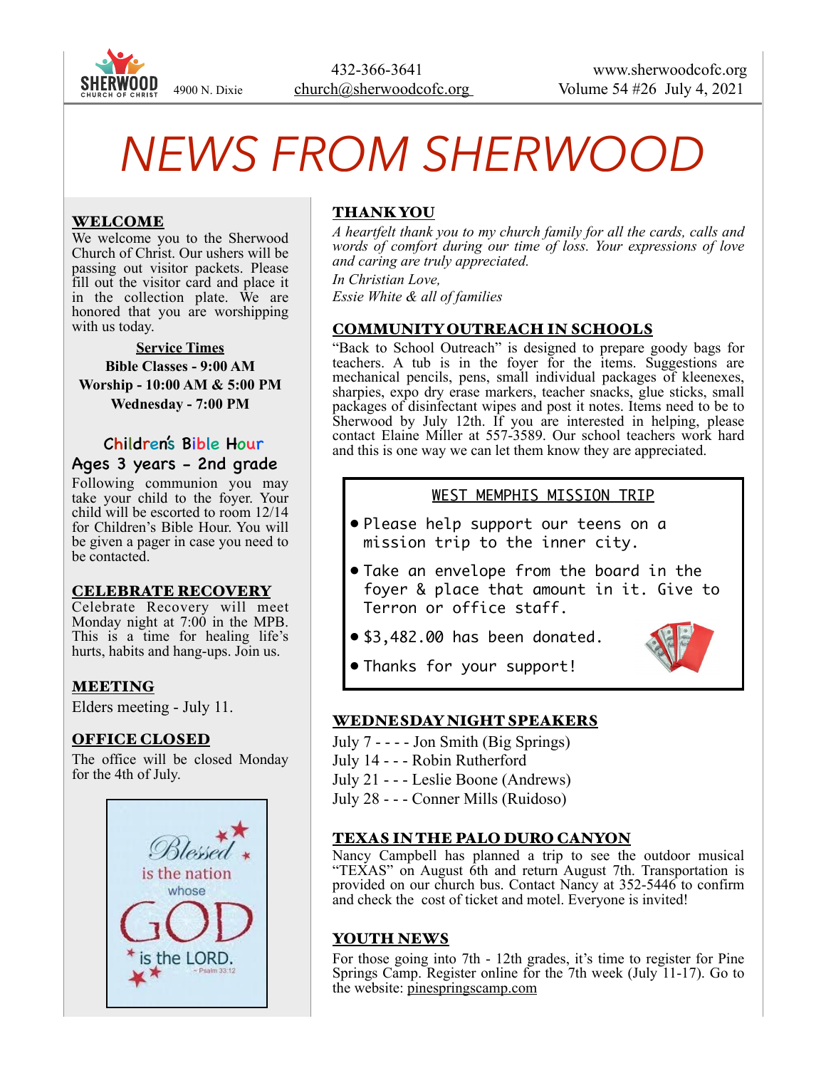SHERWOOD CHURCH OF CHRIST 4900 N. Dixie

432-366-3641
church@sherwoodcofc.org

www.sherwoodcofc.org
Volume 54 #26 July 4, 2021

# NEWS FROM SHERWOOD

## WELCOME

We welcome you to the Sherwood Church of Christ. Our ushers will be passing out visitor packets. Please fill out the visitor card and place it in the collection plate. We are honored that you are worshipping with us today.

**Service Times**
**Bible Classes - 9:00 AM**
**Worship - 10:00 AM & 5:00 PM**
**Wednesday - 7:00 PM**

### Children's Bible Hour
### Ages 3 years - 2nd grade

Following communion you may take your child to the foyer. Your child will be escorted to room 12/14 for Children's Bible Hour. You will be given a pager in case you need to be contacted.

## CELEBRATE RECOVERY

Celebrate Recovery will meet Monday night at 7:00 in the MPB. This is a time for healing life's hurts, habits and hang-ups. Join us.

## MEETING

Elders meeting - July 11.

## OFFICE CLOSED

The office will be closed Monday for the 4th of July.

Blessed is the nation whose GOD is the LORD. ~ Psalm 33:12

## THANK YOU

*A heartfelt thank you to my church family for all the cards, calls and words of comfort during our time of loss. Your expressions of love and caring are truly appreciated.*

*In Christian Love,*
*Essie White & all of families*

## COMMUNITY OUTREACH IN SCHOOLS

"Back to School Outreach" is designed to prepare goody bags for teachers. A tub is in the foyer for the items. Suggestions are mechanical pencils, pens, small individual packages of kleenexes, sharpies, expo dry erase markers, teacher snacks, glue sticks, small packages of disinfectant wipes and post it notes. Items need to be to Sherwood by July 12th. If you are interested in helping, please contact Elaine Miller at 557-3589. Our school teachers work hard and this is one way we can let them know they are appreciated.

## WEST MEMPHIS MISSION TRIP

- Please help support our teens on a mission trip to the inner city.
- Take an envelope from the board in the foyer & place that amount in it. Give to Terron or office staff.
- $3,482.00 has been donated.
- Thanks for your support!

## WEDNESDAY NIGHT SPEAKERS

July 7 - - - - Jon Smith (Big Springs)
July 14 - - - Robin Rutherford
July 21 - - - Leslie Boone (Andrews)
July 28 - - - Conner Mills (Ruidoso)

## TEXAS IN THE PALO DURO CANYON

Nancy Campbell has planned a trip to see the outdoor musical "TEXAS" on August 6th and return August 7th. Transportation is provided on our church bus. Contact Nancy at 352-5446 to confirm and check the cost of ticket and motel. Everyone is invited!

## YOUTH NEWS

For those going into 7th - 12th grades, it's time to register for Pine Springs Camp. Register online for the 7th week (July 11-17). Go to the website: pinespringscamp.com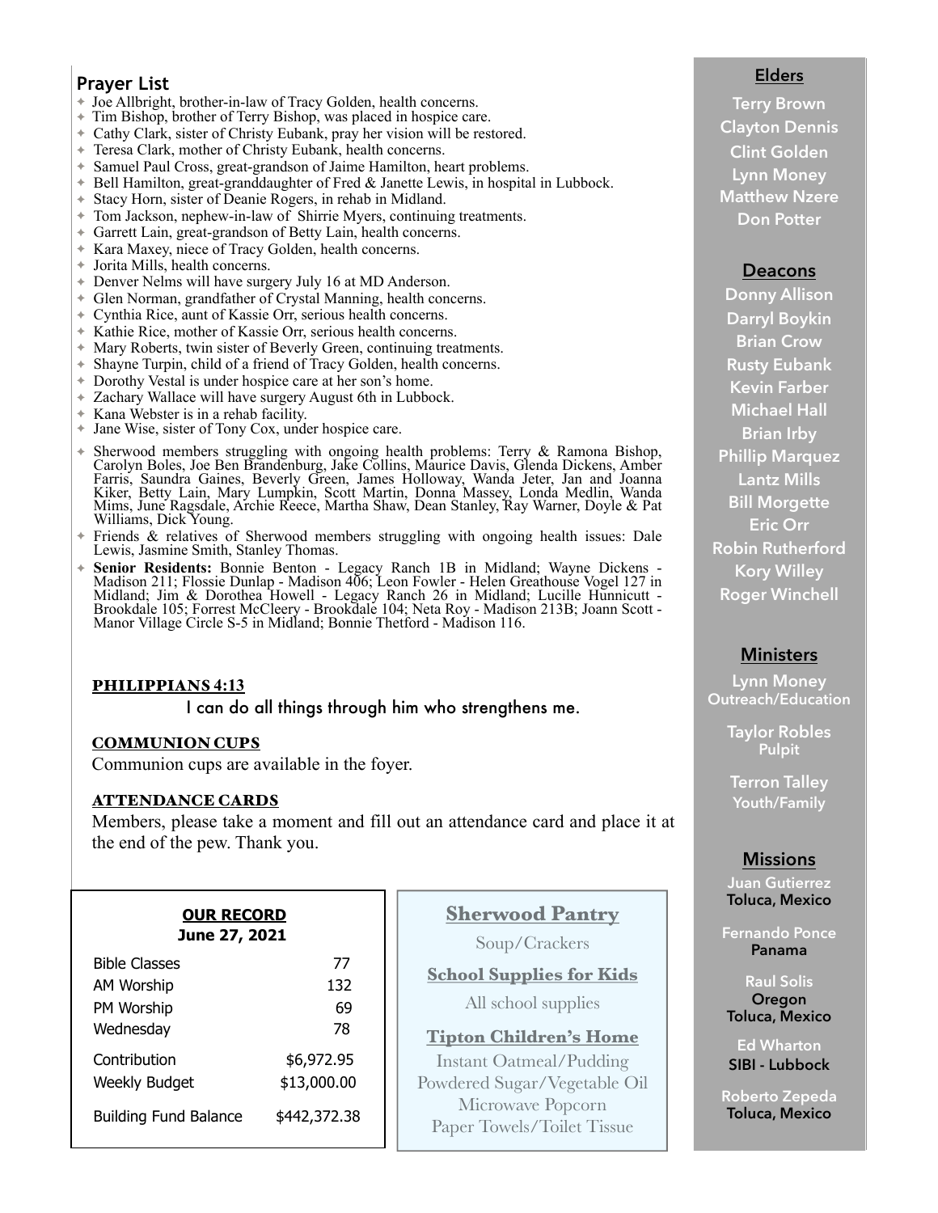## Prayer List

- Joe Allbright, brother-in-law of Tracy Golden, health concerns.
- Tim Bishop, brother of Terry Bishop, was placed in hospice care.
- Cathy Clark, sister of Christy Eubank, pray her vision will be restored.
- Teresa Clark, mother of Christy Eubank, health concerns.
- Samuel Paul Cross, great-grandson of Jaime Hamilton, heart problems.
- Bell Hamilton, great-granddaughter of Fred & Janette Lewis, in hospital in Lubbock.
- Stacy Horn, sister of Deanie Rogers, in rehab in Midland.
- Tom Jackson, nephew-in-law of Shirrie Myers, continuing treatments.
- Garrett Lain, great-grandson of Betty Lain, health concerns.
- Kara Maxey, niece of Tracy Golden, health concerns.
- Jorita Mills, health concerns.
- Denver Nelms will have surgery July 16 at MD Anderson.
- Glen Norman, grandfather of Crystal Manning, health concerns.
- Cynthia Rice, aunt of Kassie Orr, serious health concerns.
- Kathie Rice, mother of Kassie Orr, serious health concerns.
- Mary Roberts, twin sister of Beverly Green, continuing treatments.
- Shayne Turpin, child of a friend of Tracy Golden, health concerns.
- Dorothy Vestal is under hospice care at her son's home.
- Zachary Wallace will have surgery August 6th in Lubbock.
- Kana Webster is in a rehab facility.
- Jane Wise, sister of Tony Cox, under hospice care.
- Sherwood members struggling with ongoing health problems: Terry & Ramona Bishop, Carolyn Boles, Joe Ben Brandenburg, Jake Collins, Maurice Davis, Glenda Dickens, Amber Farris, Saundra Gaines, Beverly Green, James Holloway, Wanda Jeter, Jan and Joanna Kiker, Betty Lain, Mary Lumpkin, Scott Martin, Donna Massey, Londa Medlin, Wanda Mims, June Ragsdale, Archie Reece, Martha Shaw, Dean Stanley, Ray Warner, Doyle & Pat Williams, Dick Young.
- Friends & relatives of Sherwood members struggling with ongoing health issues: Dale Lewis, Jasmine Smith, Stanley Thomas.
- **Senior Residents:** Bonnie Benton - Legacy Ranch 1B in Midland; Wayne Dickens - Madison 211; Flossie Dunlap - Madison 406; Leon Fowler - Helen Greathouse Vogel 127 in Midland; Jim & Dorothea Howell - Legacy Ranch 26 in Midland; Lucille Hunnicutt - Brookdale 105; Forrest McCleery - Brookdale 104; Neta Roy - Madison 213B; Joann Scott - Manor Village Circle S-5 in Midland; Bonnie Thetford - Madison 116.

### PHILIPPIANS 4:13

I can do all things through him who strengthens me.

### COMMUNION CUPS

Communion cups are available in the foyer.

### ATTENDANCE CARDS

Members, please take a moment and fill out an attendance card and place it at the end of the pew. Thank you.

### OUR RECORD
**June 27, 2021**

| | |
|---|---|
| Bible Classes | 77 |
| AM Worship | 132 |
| PM Worship | 69 |
| Wednesday | 78 |
| Contribution | $6,972.95 |
| Weekly Budget | $13,000.00 |
| Building Fund Balance | $442,372.38 |

### Sherwood Pantry

Soup/Crackers

### School Supplies for Kids

All school supplies

### Tipton Children's Home

Instant Oatmeal/Pudding
Powdered Sugar/Vegetable Oil
Microwave Popcorn
Paper Towels/Toilet Tissue

### Elders

Terry Brown
Clayton Dennis
Clint Golden
Lynn Money
Matthew Nzere
Don Potter

### Deacons

Donny Allison
Darryl Boykin
Brian Crow
Rusty Eubank
Kevin Farber
Michael Hall
Brian Irby
Phillip Marquez
Lantz Mills
Bill Morgette
Eric Orr
Robin Rutherford
Kory Willey
Roger Winchell

### Ministers

Lynn Money
Outreach/Education

Taylor Robles
Pulpit

Terron Talley
Youth/Family

### Missions

Juan Gutierrez
Toluca, Mexico

Fernando Ponce
Panama

Raul Solis
Oregon
Toluca, Mexico

Ed Wharton
SIBI - Lubbock

Roberto Zepeda
Toluca, Mexico